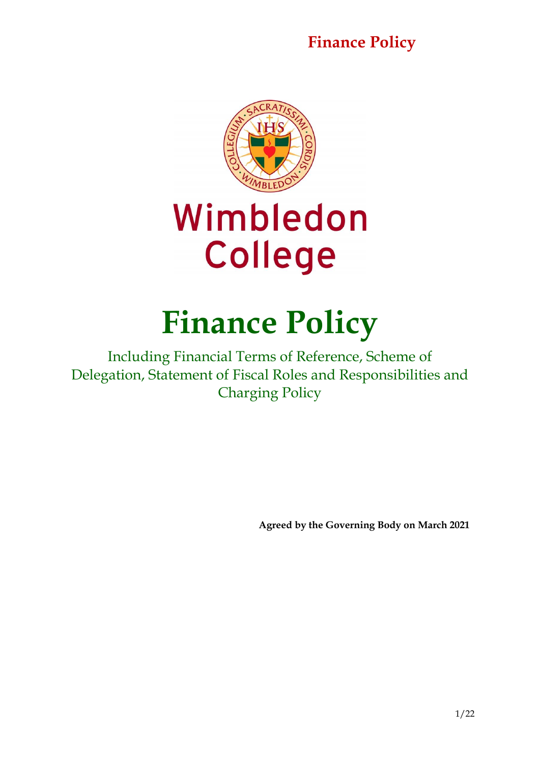# Finance Policy

Wimbledon College

# Finance Policy

Including Financial Terms of Reference, Scheme of Delegation, Statement of Fiscal Roles and Responsibilities and Charging Policy

**Agreed by the Governing Body on March 2021**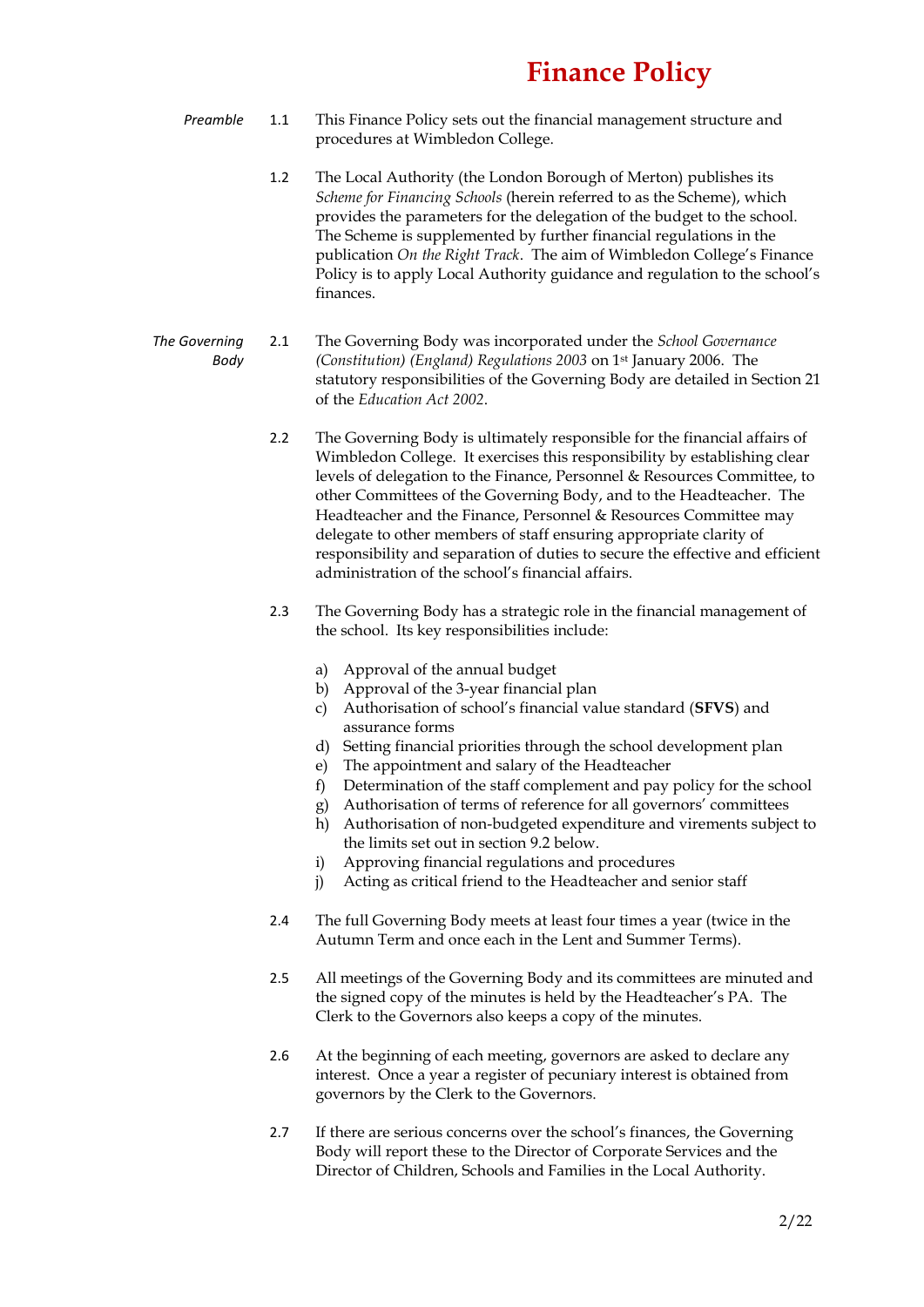# Finance Policy

*Preamble*

1.1 This Finance Policy sets out the financial management structure and procedures at Wimbledon College.

1.2 The Local Authority (the London Borough of Merton) publishes its *Scheme for Financing Schools* (herein referred to as the Scheme), which provides the parameters for the delegation of the budget to the school. The Scheme is supplemented by further financial regulations in the publication *On the Right Track*. The aim of Wimbledon College's Finance Policy is to apply Local Authority guidance and regulation to the school's finances.

*The Governing Body*

2.1 The Governing Body was incorporated under the *School Governance (Constitution) (England) Regulations 2003* on 1st January 2006. The statutory responsibilities of the Governing Body are detailed in Section 21 of the *Education Act 2002*.

2.2 The Governing Body is ultimately responsible for the financial affairs of Wimbledon College. It exercises this responsibility by establishing clear levels of delegation to the Finance, Personnel & Resources Committee, to other Committees of the Governing Body, and to the Headteacher. The Headteacher and the Finance, Personnel & Resources Committee may delegate to other members of staff ensuring appropriate clarity of responsibility and separation of duties to secure the effective and efficient administration of the school's financial affairs.

2.3 The Governing Body has a strategic role in the financial management of the school. Its key responsibilities include:

a) Approval of the annual budget
b) Approval of the 3-year financial plan
c) Authorisation of school's financial value standard (**SFVS**) and assurance forms
d) Setting financial priorities through the school development plan
e) The appointment and salary of the Headteacher
f) Determination of the staff complement and pay policy for the school
g) Authorisation of terms of reference for all governors' committees
h) Authorisation of non-budgeted expenditure and virements subject to the limits set out in section 9.2 below.
i) Approving financial regulations and procedures
j) Acting as critical friend to the Headteacher and senior staff

2.4 The full Governing Body meets at least four times a year (twice in the Autumn Term and once each in the Lent and Summer Terms).

2.5 All meetings of the Governing Body and its committees are minuted and the signed copy of the minutes is held by the Headteacher's PA. The Clerk to the Governors also keeps a copy of the minutes.

2.6 At the beginning of each meeting, governors are asked to declare any interest. Once a year a register of pecuniary interest is obtained from governors by the Clerk to the Governors.

2.7 If there are serious concerns over the school's finances, the Governing Body will report these to the Director of Corporate Services and the Director of Children, Schools and Families in the Local Authority.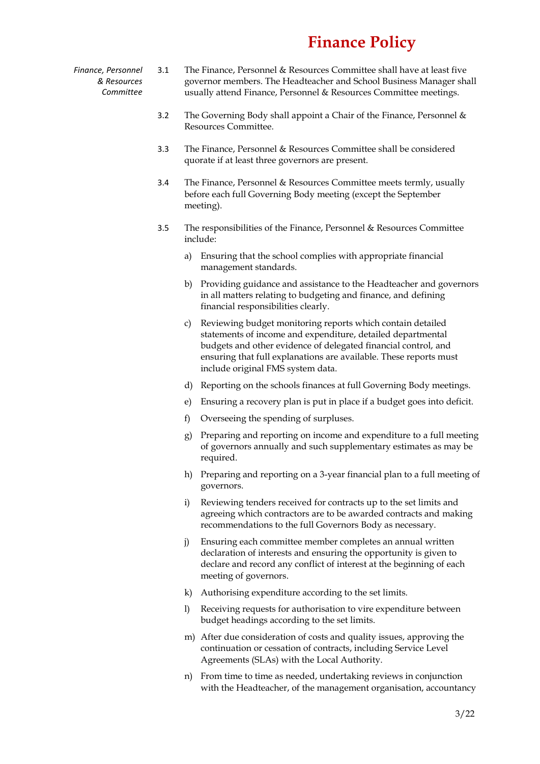# Finance Policy

*Finance, Personnel & Resources Committee*

3.1 The Finance, Personnel & Resources Committee shall have at least five governor members. The Headteacher and School Business Manager shall usually attend Finance, Personnel & Resources Committee meetings.

3.2 The Governing Body shall appoint a Chair of the Finance, Personnel & Resources Committee.

3.3 The Finance, Personnel & Resources Committee shall be considered quorate if at least three governors are present.

3.4 The Finance, Personnel & Resources Committee meets termly, usually before each full Governing Body meeting (except the September meeting).

3.5 The responsibilities of the Finance, Personnel & Resources Committee include:

a) Ensuring that the school complies with appropriate financial management standards.

b) Providing guidance and assistance to the Headteacher and governors in all matters relating to budgeting and finance, and defining financial responsibilities clearly.

c) Reviewing budget monitoring reports which contain detailed statements of income and expenditure, detailed departmental budgets and other evidence of delegated financial control, and ensuring that full explanations are available. These reports must include original FMS system data.

d) Reporting on the schools finances at full Governing Body meetings.

e) Ensuring a recovery plan is put in place if a budget goes into deficit.

f) Overseeing the spending of surpluses.

g) Preparing and reporting on income and expenditure to a full meeting of governors annually and such supplementary estimates as may be required.

h) Preparing and reporting on a 3-year financial plan to a full meeting of governors.

i) Reviewing tenders received for contracts up to the set limits and agreeing which contractors are to be awarded contracts and making recommendations to the full Governors Body as necessary.

j) Ensuring each committee member completes an annual written declaration of interests and ensuring the opportunity is given to declare and record any conflict of interest at the beginning of each meeting of governors.

k) Authorising expenditure according to the set limits.

l) Receiving requests for authorisation to vire expenditure between budget headings according to the set limits.

m) After due consideration of costs and quality issues, approving the continuation or cessation of contracts, including Service Level Agreements (SLAs) with the Local Authority.

n) From time to time as needed, undertaking reviews in conjunction with the Headteacher, of the management organisation, accountancy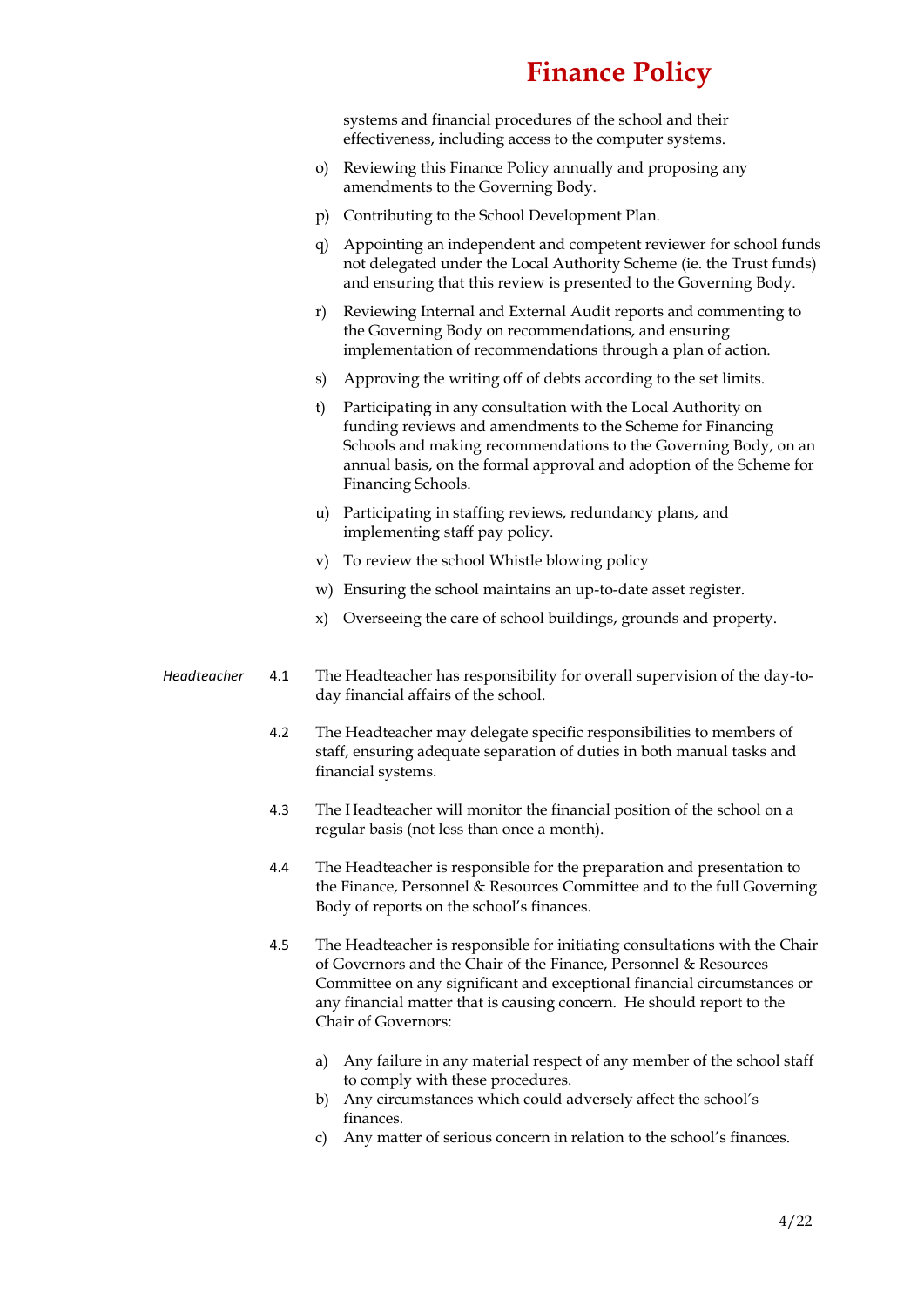systems and financial procedures of the school and their effectiveness, including access to the computer systems.

o) Reviewing this Finance Policy annually and proposing any amendments to the Governing Body.

p) Contributing to the School Development Plan.

q) Appointing an independent and competent reviewer for school funds not delegated under the Local Authority Scheme (ie. the Trust funds) and ensuring that this review is presented to the Governing Body.

r) Reviewing Internal and External Audit reports and commenting to the Governing Body on recommendations, and ensuring implementation of recommendations through a plan of action.

s) Approving the writing off of debts according to the set limits.

t) Participating in any consultation with the Local Authority on funding reviews and amendments to the Scheme for Financing Schools and making recommendations to the Governing Body, on an annual basis, on the formal approval and adoption of the Scheme for Financing Schools.

u) Participating in staffing reviews, redundancy plans, and implementing staff pay policy.

v) To review the school Whistle blowing policy

w) Ensuring the school maintains an up-to-date asset register.

x) Overseeing the care of school buildings, grounds and property.

*Headteacher*

4.1 The Headteacher has responsibility for overall supervision of the day-to-day financial affairs of the school.

4.2 The Headteacher may delegate specific responsibilities to members of staff, ensuring adequate separation of duties in both manual tasks and financial systems.

4.3 The Headteacher will monitor the financial position of the school on a regular basis (not less than once a month).

4.4 The Headteacher is responsible for the preparation and presentation to the Finance, Personnel & Resources Committee and to the full Governing Body of reports on the school's finances.

4.5 The Headteacher is responsible for initiating consultations with the Chair of Governors and the Chair of the Finance, Personnel & Resources Committee on any significant and exceptional financial circumstances or any financial matter that is causing concern. He should report to the Chair of Governors:

a) Any failure in any material respect of any member of the school staff to comply with these procedures.
b) Any circumstances which could adversely affect the school's finances.
c) Any matter of serious concern in relation to the school's finances.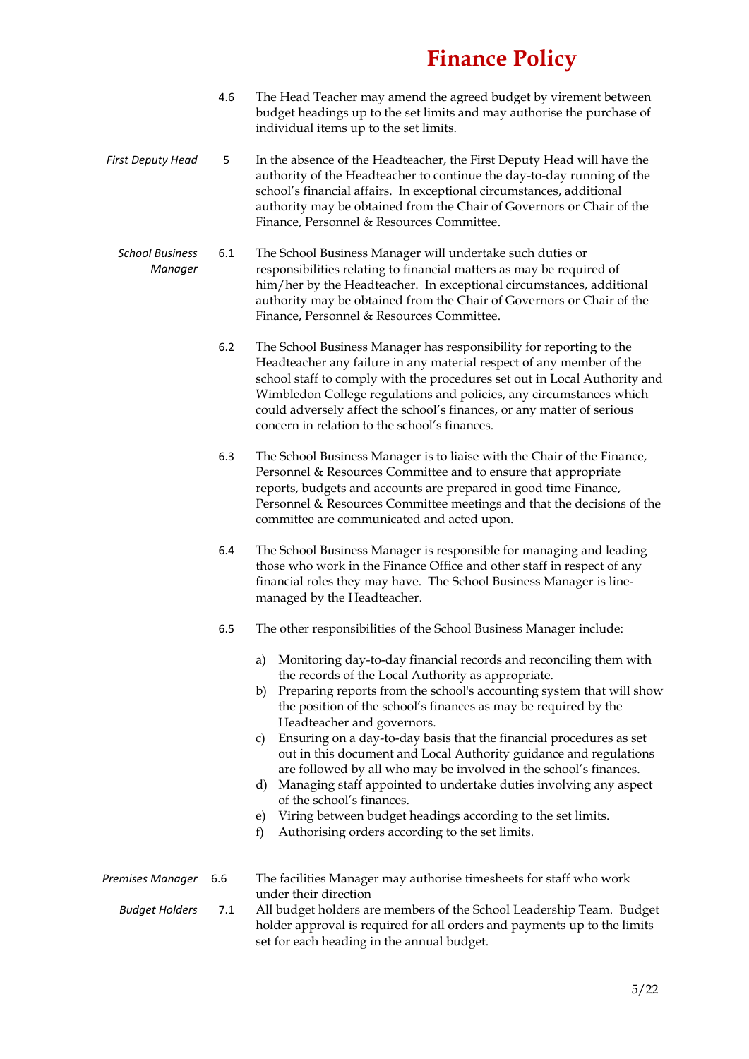4.6 The Head Teacher may amend the agreed budget by virement between budget headings up to the set limits and may authorise the purchase of individual items up to the set limits.

*First Deputy Head*

5 In the absence of the Headteacher, the First Deputy Head will have the authority of the Headteacher to continue the day-to-day running of the school's financial affairs. In exceptional circumstances, additional authority may be obtained from the Chair of Governors or Chair of the Finance, Personnel & Resources Committee.

*School Business Manager*

6.1 The School Business Manager will undertake such duties or responsibilities relating to financial matters as may be required of him/her by the Headteacher. In exceptional circumstances, additional authority may be obtained from the Chair of Governors or Chair of the Finance, Personnel & Resources Committee.

6.2 The School Business Manager has responsibility for reporting to the Headteacher any failure in any material respect of any member of the school staff to comply with the procedures set out in Local Authority and Wimbledon College regulations and policies, any circumstances which could adversely affect the school's finances, or any matter of serious concern in relation to the school's finances.

6.3 The School Business Manager is to liaise with the Chair of the Finance, Personnel & Resources Committee and to ensure that appropriate reports, budgets and accounts are prepared in good time Finance, Personnel & Resources Committee meetings and that the decisions of the committee are communicated and acted upon.

6.4 The School Business Manager is responsible for managing and leading those who work in the Finance Office and other staff in respect of any financial roles they may have. The School Business Manager is line-managed by the Headteacher.

6.5 The other responsibilities of the School Business Manager include:

a) Monitoring day-to-day financial records and reconciling them with the records of the Local Authority as appropriate.
b) Preparing reports from the school's accounting system that will show the position of the school's finances as may be required by the Headteacher and governors.
c) Ensuring on a day-to-day basis that the financial procedures as set out in this document and Local Authority guidance and regulations are followed by all who may be involved in the school's finances.
d) Managing staff appointed to undertake duties involving any aspect of the school's finances.
e) Viring between budget headings according to the set limits.
f) Authorising orders according to the set limits.

*Premises Manager*

6.6 The facilities Manager may authorise timesheets for staff who work under their direction

*Budget Holders*

7.1 All budget holders are members of the School Leadership Team. Budget holder approval is required for all orders and payments up to the limits set for each heading in the annual budget.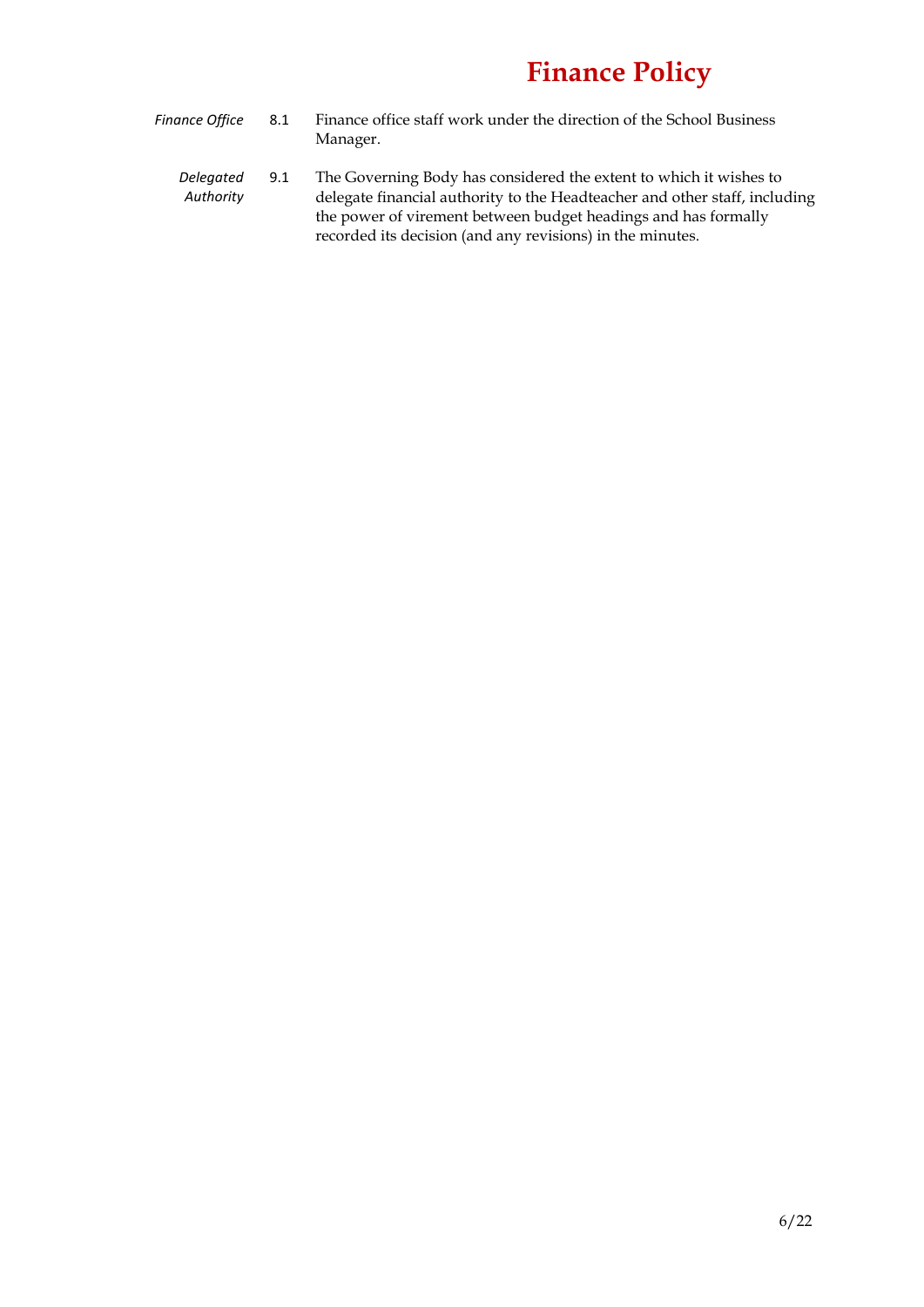| | | |
|---|---|---|
| *Finance Office* | 8.1 | Finance office staff work under the direction of the School Business Manager. |
| *Delegated Authority* | 9.1 | The Governing Body has considered the extent to which it wishes to delegate financial authority to the Headteacher and other staff, including the power of virement between budget headings and has formally recorded its decision (and any revisions) in the minutes. |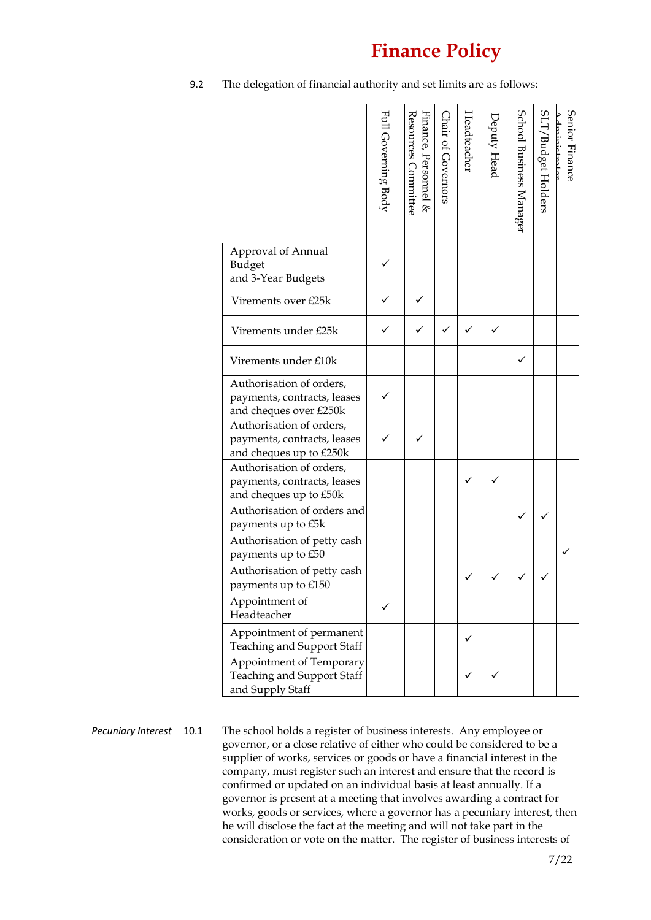# Finance Policy

9.2 The delegation of financial authority and set limits are as follows:

| | Full Governing Body | Finance, Personnel & Resources Committee | Chair of Governors | Headteacher | Deputy Head | School Business Manager | SLT/Budget Holders | Senior Finance Administrator |
|---|---|---|---|---|---|---|---|---|
| Approval of Annual Budget and 3-Year Budgets | ✓ | | | | | | | |
| Virements over £25k | ✓ | ✓ | | | | | | |
| Virements under £25k | ✓ | ✓ | ✓ | ✓ | ✓ | | | |
| Virements under £10k | | | | | | ✓ | | |
| Authorisation of orders, payments, contracts, leases and cheques over £250k | ✓ | | | | | | | |
| Authorisation of orders, payments, contracts, leases and cheques up to £250k | ✓ | ✓ | | | | | | |
| Authorisation of orders, payments, contracts, leases and cheques up to £50k | | | | ✓ | ✓ | | | |
| Authorisation of orders and payments up to £5k | | | | | | ✓ | ✓ | |
| Authorisation of petty cash payments up to £50 | | | | | | | | ✓ |
| Authorisation of petty cash payments up to £150 | | | | ✓ | ✓ | ✓ | ✓ | |
| Appointment of Headteacher | ✓ | | | | | | | |
| Appointment of permanent Teaching and Support Staff | | | | ✓ | | | | |
| Appointment of Temporary Teaching and Support Staff and Supply Staff | | | | ✓ | ✓ | | | |

*Pecuniary Interest* 10.1 The school holds a register of business interests. Any employee or governor, or a close relative of either who could be considered to be a supplier of works, services or goods or have a financial interest in the company, must register such an interest and ensure that the record is confirmed or updated on an individual basis at least annually. If a governor is present at a meeting that involves awarding a contract for works, goods or services, where a governor has a pecuniary interest, then he will disclose the fact at the meeting and will not take part in the consideration or vote on the matter. The register of business interests of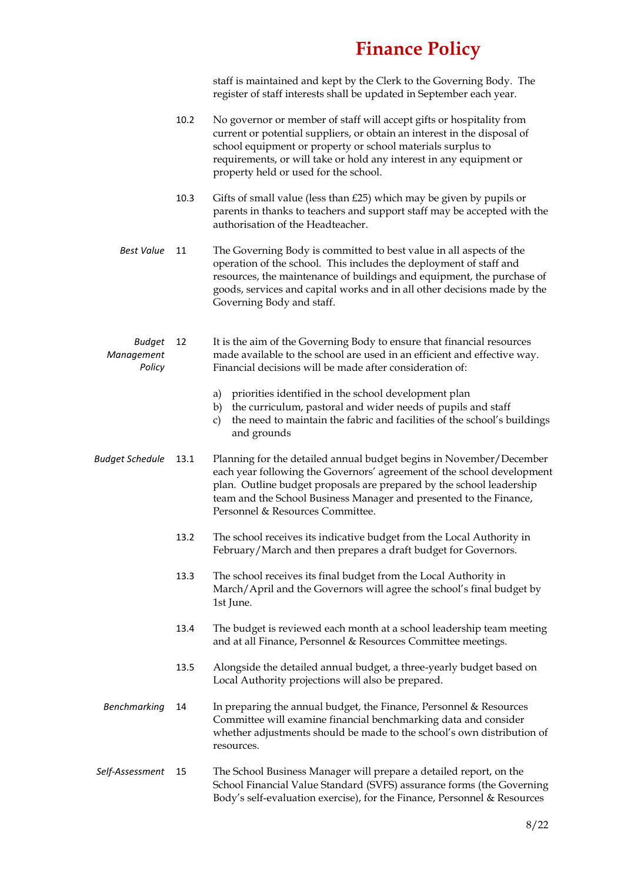staff is maintained and kept by the Clerk to the Governing Body. The register of staff interests shall be updated in September each year.

10.2 No governor or member of staff will accept gifts or hospitality from current or potential suppliers, or obtain an interest in the disposal of school equipment or property or school materials surplus to requirements, or will take or hold any interest in any equipment or property held or used for the school.

10.3 Gifts of small value (less than £25) which may be given by pupils or parents in thanks to teachers and support staff may be accepted with the authorisation of the Headteacher.

*Best Value*

11 The Governing Body is committed to best value in all aspects of the operation of the school. This includes the deployment of staff and resources, the maintenance of buildings and equipment, the purchase of goods, services and capital works and in all other decisions made by the Governing Body and staff.

*Budget Management Policy*

12 It is the aim of the Governing Body to ensure that financial resources made available to the school are used in an efficient and effective way. Financial decisions will be made after consideration of:

a) priorities identified in the school development plan
b) the curriculum, pastoral and wider needs of pupils and staff
c) the need to maintain the fabric and facilities of the school's buildings and grounds

*Budget Schedule*

13.1 Planning for the detailed annual budget begins in November/December each year following the Governors' agreement of the school development plan. Outline budget proposals are prepared by the school leadership team and the School Business Manager and presented to the Finance, Personnel & Resources Committee.

13.2 The school receives its indicative budget from the Local Authority in February/March and then prepares a draft budget for Governors.

13.3 The school receives its final budget from the Local Authority in March/April and the Governors will agree the school's final budget by 1st June.

13.4 The budget is reviewed each month at a school leadership team meeting and at all Finance, Personnel & Resources Committee meetings.

13.5 Alongside the detailed annual budget, a three-yearly budget based on Local Authority projections will also be prepared.

*Benchmarking*

14 In preparing the annual budget, the Finance, Personnel & Resources Committee will examine financial benchmarking data and consider whether adjustments should be made to the school's own distribution of resources.

*Self-Assessment*

15 The School Business Manager will prepare a detailed report, on the School Financial Value Standard (SVFS) assurance forms (the Governing Body's self-evaluation exercise), for the Finance, Personnel & Resources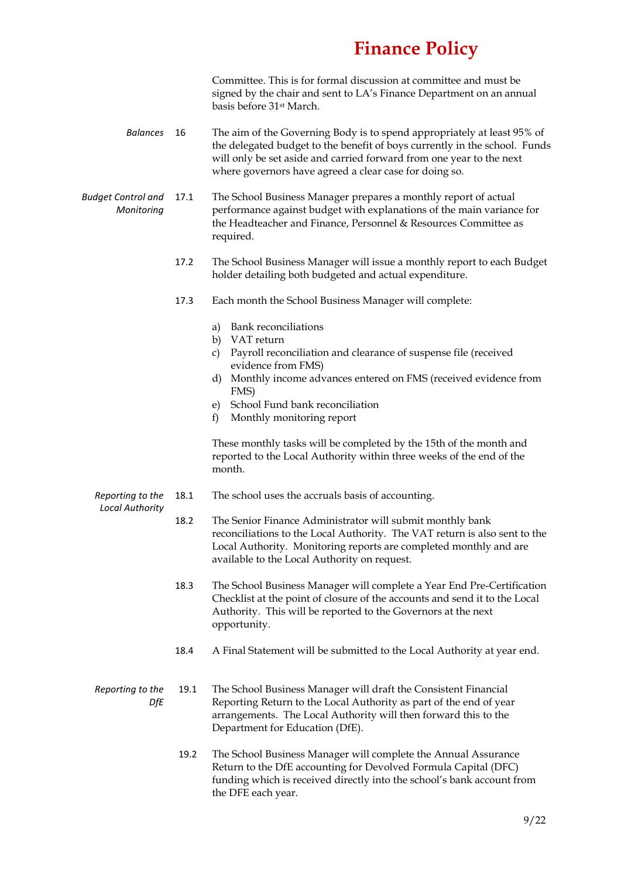Committee. This is for formal discussion at committee and must be signed by the chair and sent to LA's Finance Department on an annual basis before 31st March.

*Balances*

16 The aim of the Governing Body is to spend appropriately at least 95% of the delegated budget to the benefit of boys currently in the school. Funds will only be set aside and carried forward from one year to the next where governors have agreed a clear case for doing so.

*Budget Control and Monitoring*

17.1 The School Business Manager prepares a monthly report of actual performance against budget with explanations of the main variance for the Headteacher and Finance, Personnel & Resources Committee as required.

17.2 The School Business Manager will issue a monthly report to each Budget holder detailing both budgeted and actual expenditure.

17.3 Each month the School Business Manager will complete:

a) Bank reconciliations
b) VAT return
c) Payroll reconciliation and clearance of suspense file (received evidence from FMS)
d) Monthly income advances entered on FMS (received evidence from FMS)
e) School Fund bank reconciliation
f) Monthly monitoring report

These monthly tasks will be completed by the 15th of the month and reported to the Local Authority within three weeks of the end of the month.

*Reporting to the Local Authority*

18.1 The school uses the accruals basis of accounting.

18.2 The Senior Finance Administrator will submit monthly bank reconciliations to the Local Authority. The VAT return is also sent to the Local Authority. Monitoring reports are completed monthly and are available to the Local Authority on request.

18.3 The School Business Manager will complete a Year End Pre-Certification Checklist at the point of closure of the accounts and send it to the Local Authority. This will be reported to the Governors at the next opportunity.

18.4 A Final Statement will be submitted to the Local Authority at year end.

*Reporting to the DfE*

19.1 The School Business Manager will draft the Consistent Financial Reporting Return to the Local Authority as part of the end of year arrangements. The Local Authority will then forward this to the Department for Education (DfE).

19.2 The School Business Manager will complete the Annual Assurance Return to the DfE accounting for Devolved Formula Capital (DFC) funding which is received directly into the school's bank account from the DFE each year.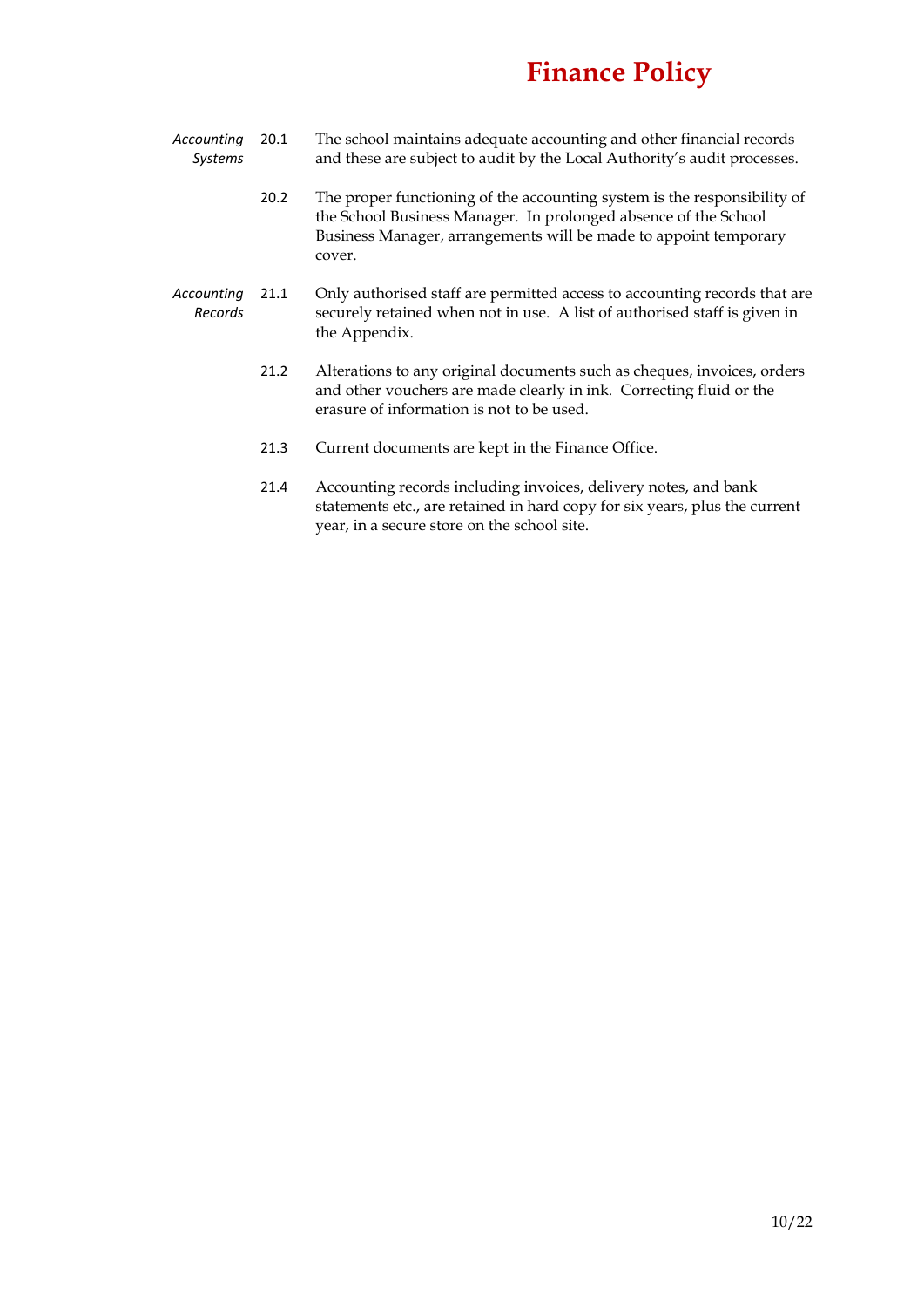*Accounting Systems*

20.1 The school maintains adequate accounting and other financial records and these are subject to audit by the Local Authority's audit processes.

20.2 The proper functioning of the accounting system is the responsibility of the School Business Manager. In prolonged absence of the School Business Manager, arrangements will be made to appoint temporary cover.

*Accounting Records*

21.1 Only authorised staff are permitted access to accounting records that are securely retained when not in use. A list of authorised staff is given in the Appendix.

21.2 Alterations to any original documents such as cheques, invoices, orders and other vouchers are made clearly in ink. Correcting fluid or the erasure of information is not to be used.

21.3 Current documents are kept in the Finance Office.

21.4 Accounting records including invoices, delivery notes, and bank statements etc., are retained in hard copy for six years, plus the current year, in a secure store on the school site.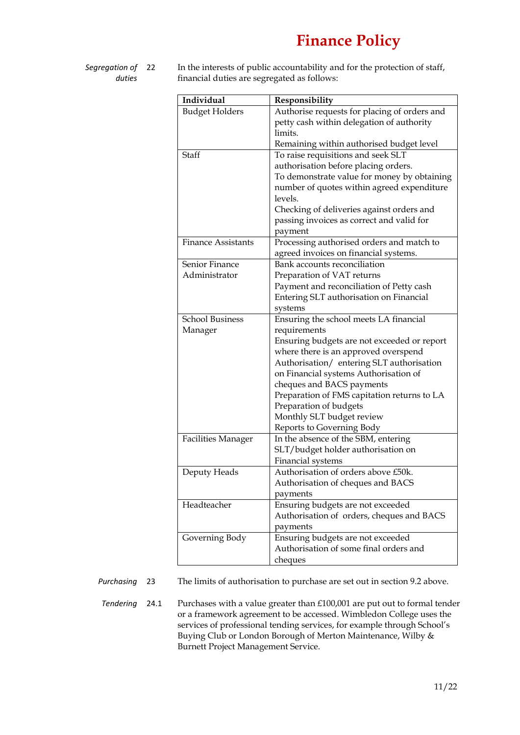*Segregation of duties* 22 In the interests of public accountability and for the protection of staff, financial duties are segregated as follows:

| Individual | Responsibility |
|---|---|
| Budget Holders | Authorise requests for placing of orders and petty cash within delegation of authority limits.<br>Remaining within authorised budget level |
| Staff | To raise requisitions and seek SLT authorisation before placing orders.<br>To demonstrate value for money by obtaining number of quotes within agreed expenditure levels.<br>Checking of deliveries against orders and passing invoices as correct and valid for payment |
| Finance Assistants | Processing authorised orders and match to agreed invoices on financial systems. |
| Senior Finance Administrator | Bank accounts reconciliation<br>Preparation of VAT returns<br>Payment and reconciliation of Petty cash<br>Entering SLT authorisation on Financial systems |
| School Business Manager | Ensuring the school meets LA financial requirements<br>Ensuring budgets are not exceeded or report where there is an approved overspend<br>Authorisation/ entering SLT authorisation on Financial systems Authorisation of cheques and BACS payments<br>Preparation of FMS capitation returns to LA<br>Preparation of budgets<br>Monthly SLT budget review<br>Reports to Governing Body |
| Facilities Manager | In the absence of the SBM, entering SLT/budget holder authorisation on Financial systems |
| Deputy Heads | Authorisation of orders above £50k.<br>Authorisation of cheques and BACS payments |
| Headteacher | Ensuring budgets are not exceeded<br>Authorisation of orders, cheques and BACS payments |
| Governing Body | Ensuring budgets are not exceeded<br>Authorisation of some final orders and cheques |

*Purchasing* 23 The limits of authorisation to purchase are set out in section 9.2 above.

*Tendering* 24.1 Purchases with a value greater than £100,001 are put out to formal tender or a framework agreement to be accessed. Wimbledon College uses the services of professional tending services, for example through School's Buying Club or London Borough of Merton Maintenance, Wilby & Burnett Project Management Service.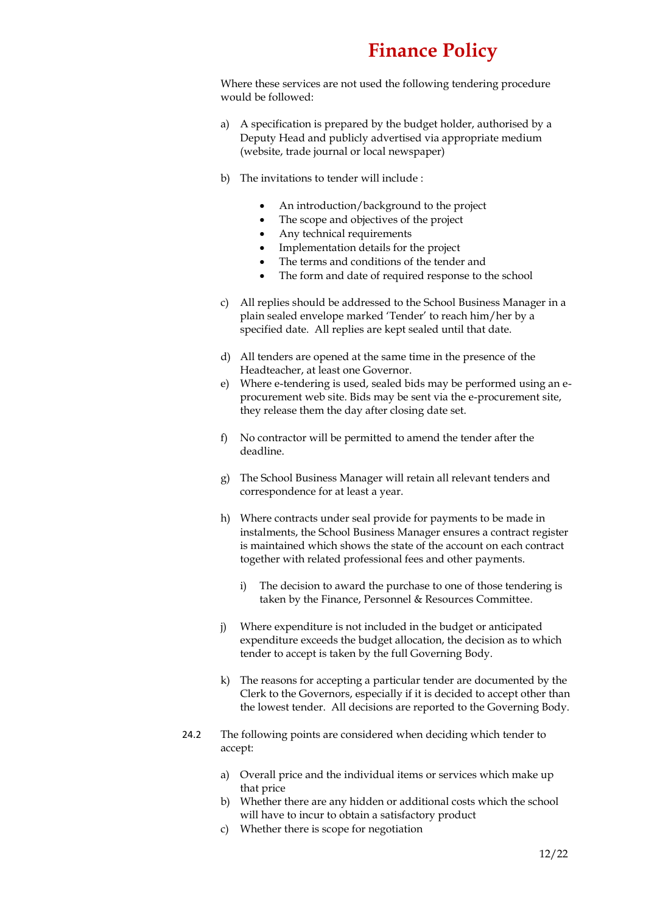Where these services are not used the following tendering procedure would be followed:

a) A specification is prepared by the budget holder, authorised by a Deputy Head and publicly advertised via appropriate medium (website, trade journal or local newspaper)

b) The invitations to tender will include :

- An introduction/background to the project
- The scope and objectives of the project
- Any technical requirements
- Implementation details for the project
- The terms and conditions of the tender and
- The form and date of required response to the school

c) All replies should be addressed to the School Business Manager in a plain sealed envelope marked 'Tender' to reach him/her by a specified date. All replies are kept sealed until that date.

d) All tenders are opened at the same time in the presence of the Headteacher, at least one Governor.

e) Where e-tendering is used, sealed bids may be performed using an e-procurement web site. Bids may be sent via the e-procurement site, they release them the day after closing date set.

f) No contractor will be permitted to amend the tender after the deadline.

g) The School Business Manager will retain all relevant tenders and correspondence for at least a year.

h) Where contracts under seal provide for payments to be made in instalments, the School Business Manager ensures a contract register is maintained which shows the state of the account on each contract together with related professional fees and other payments.

   i) The decision to award the purchase to one of those tendering is taken by the Finance, Personnel & Resources Committee.

j) Where expenditure is not included in the budget or anticipated expenditure exceeds the budget allocation, the decision as to which tender to accept is taken by the full Governing Body.

k) The reasons for accepting a particular tender are documented by the Clerk to the Governors, especially if it is decided to accept other than the lowest tender. All decisions are reported to the Governing Body.

24.2 The following points are considered when deciding which tender to accept:

a) Overall price and the individual items or services which make up that price
b) Whether there are any hidden or additional costs which the school will have to incur to obtain a satisfactory product
c) Whether there is scope for negotiation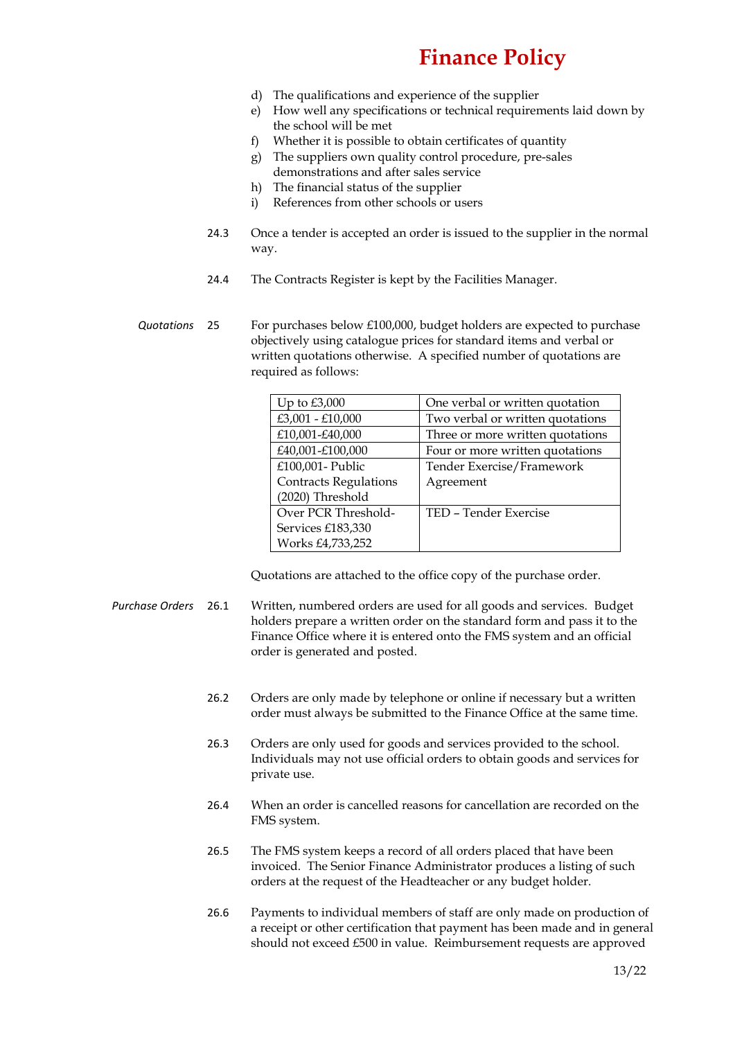d) The qualifications and experience of the supplier
e) How well any specifications or technical requirements laid down by the school will be met
f) Whether it is possible to obtain certificates of quantity
g) The suppliers own quality control procedure, pre-sales demonstrations and after sales service
h) The financial status of the supplier
i) References from other schools or users

24.3 Once a tender is accepted an order is issued to the supplier in the normal way.

24.4 The Contracts Register is kept by the Facilities Manager.

*Quotations* 25 For purchases below £100,000, budget holders are expected to purchase objectively using catalogue prices for standard items and verbal or written quotations otherwise. A specified number of quotations are required as follows:

| | |
|---|---|
| Up to £3,000 | One verbal or written quotation |
| £3,001 - £10,000 | Two verbal or written quotations |
| £10,001-£40,000 | Three or more written quotations |
| £40,001-£100,000 | Four or more written quotations |
| £100,001- Public Contracts Regulations (2020) Threshold | Tender Exercise/Framework Agreement |
| Over PCR Threshold- Services £183,330 Works £4,733,252 | TED – Tender Exercise |

Quotations are attached to the office copy of the purchase order.

*Purchase Orders* 26.1 Written, numbered orders are used for all goods and services. Budget holders prepare a written order on the standard form and pass it to the Finance Office where it is entered onto the FMS system and an official order is generated and posted.

26.2 Orders are only made by telephone or online if necessary but a written order must always be submitted to the Finance Office at the same time.

26.3 Orders are only used for goods and services provided to the school. Individuals may not use official orders to obtain goods and services for private use.

26.4 When an order is cancelled reasons for cancellation are recorded on the FMS system.

26.5 The FMS system keeps a record of all orders placed that have been invoiced. The Senior Finance Administrator produces a listing of such orders at the request of the Headteacher or any budget holder.

26.6 Payments to individual members of staff are only made on production of a receipt or other certification that payment has been made and in general should not exceed £500 in value. Reimbursement requests are approved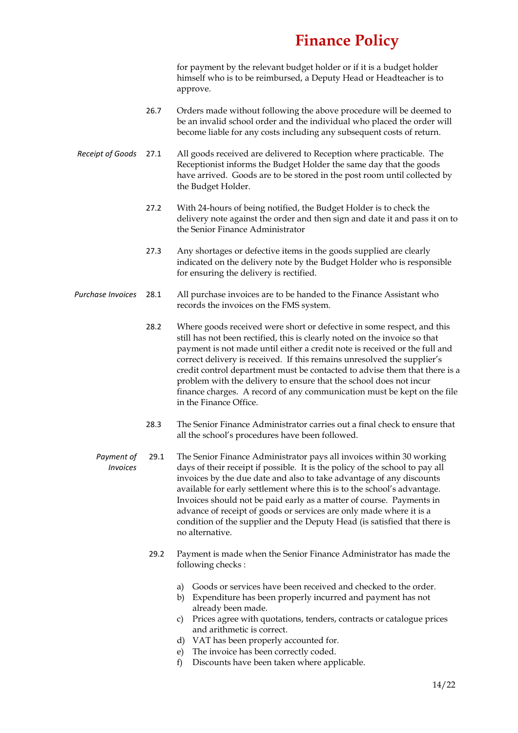for payment by the relevant budget holder or if it is a budget holder himself who is to be reimbursed, a Deputy Head or Headteacher is to approve.

26.7 Orders made without following the above procedure will be deemed to be an invalid school order and the individual who placed the order will become liable for any costs including any subsequent costs of return.

*Receipt of Goods*

27.1 All goods received are delivered to Reception where practicable. The Receptionist informs the Budget Holder the same day that the goods have arrived. Goods are to be stored in the post room until collected by the Budget Holder.

27.2 With 24-hours of being notified, the Budget Holder is to check the delivery note against the order and then sign and date it and pass it on to the Senior Finance Administrator

27.3 Any shortages or defective items in the goods supplied are clearly indicated on the delivery note by the Budget Holder who is responsible for ensuring the delivery is rectified.

*Purchase Invoices*

28.1 All purchase invoices are to be handed to the Finance Assistant who records the invoices on the FMS system.

28.2 Where goods received were short or defective in some respect, and this still has not been rectified, this is clearly noted on the invoice so that payment is not made until either a credit note is received or the full and correct delivery is received. If this remains unresolved the supplier's credit control department must be contacted to advise them that there is a problem with the delivery to ensure that the school does not incur finance charges. A record of any communication must be kept on the file in the Finance Office.

28.3 The Senior Finance Administrator carries out a final check to ensure that all the school's procedures have been followed.

*Payment of Invoices*

29.1 The Senior Finance Administrator pays all invoices within 30 working days of their receipt if possible. It is the policy of the school to pay all invoices by the due date and also to take advantage of any discounts available for early settlement where this is to the school's advantage. Invoices should not be paid early as a matter of course. Payments in advance of receipt of goods or services are only made where it is a condition of the supplier and the Deputy Head (is satisfied that there is no alternative.

29.2 Payment is made when the Senior Finance Administrator has made the following checks :

a) Goods or services have been received and checked to the order.
b) Expenditure has been properly incurred and payment has not already been made.
c) Prices agree with quotations, tenders, contracts or catalogue prices and arithmetic is correct.
d) VAT has been properly accounted for.
e) The invoice has been correctly coded.
f) Discounts have been taken where applicable.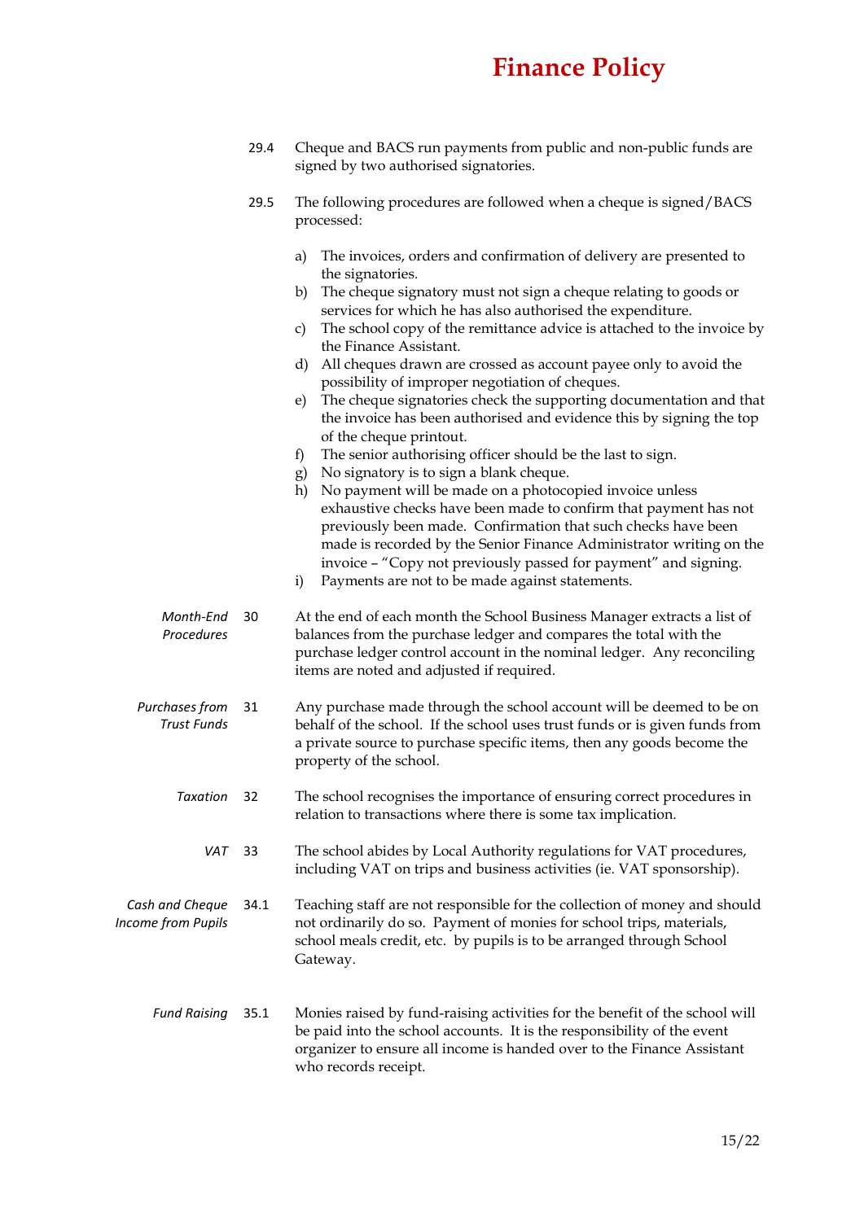29.4 Cheque and BACS run payments from public and non-public funds are signed by two authorised signatories.

29.5 The following procedures are followed when a cheque is signed/BACS processed:

a) The invoices, orders and confirmation of delivery are presented to the signatories.
b) The cheque signatory must not sign a cheque relating to goods or services for which he has also authorised the expenditure.
c) The school copy of the remittance advice is attached to the invoice by the Finance Assistant.
d) All cheques drawn are crossed as account payee only to avoid the possibility of improper negotiation of cheques.
e) The cheque signatories check the supporting documentation and that the invoice has been authorised and evidence this by signing the top of the cheque printout.
f) The senior authorising officer should be the last to sign.
g) No signatory is to sign a blank cheque.
h) No payment will be made on a photocopied invoice unless exhaustive checks have been made to confirm that payment has not previously been made. Confirmation that such checks have been made is recorded by the Senior Finance Administrator writing on the invoice – "Copy not previously passed for payment" and signing.
i) Payments are not to be made against statements.

*Month-End Procedures*

30 At the end of each month the School Business Manager extracts a list of balances from the purchase ledger and compares the total with the purchase ledger control account in the nominal ledger. Any reconciling items are noted and adjusted if required.

*Purchases from Trust Funds*

31 Any purchase made through the school account will be deemed to be on behalf of the school. If the school uses trust funds or is given funds from a private source to purchase specific items, then any goods become the property of the school.

*Taxation*

32 The school recognises the importance of ensuring correct procedures in relation to transactions where there is some tax implication.

*VAT*

33 The school abides by Local Authority regulations for VAT procedures, including VAT on trips and business activities (ie. VAT sponsorship).

*Cash and Cheque Income from Pupils*

34.1 Teaching staff are not responsible for the collection of money and should not ordinarily do so. Payment of monies for school trips, materials, school meals credit, etc. by pupils is to be arranged through School Gateway.

*Fund Raising*

35.1 Monies raised by fund-raising activities for the benefit of the school will be paid into the school accounts. It is the responsibility of the event organizer to ensure all income is handed over to the Finance Assistant who records receipt.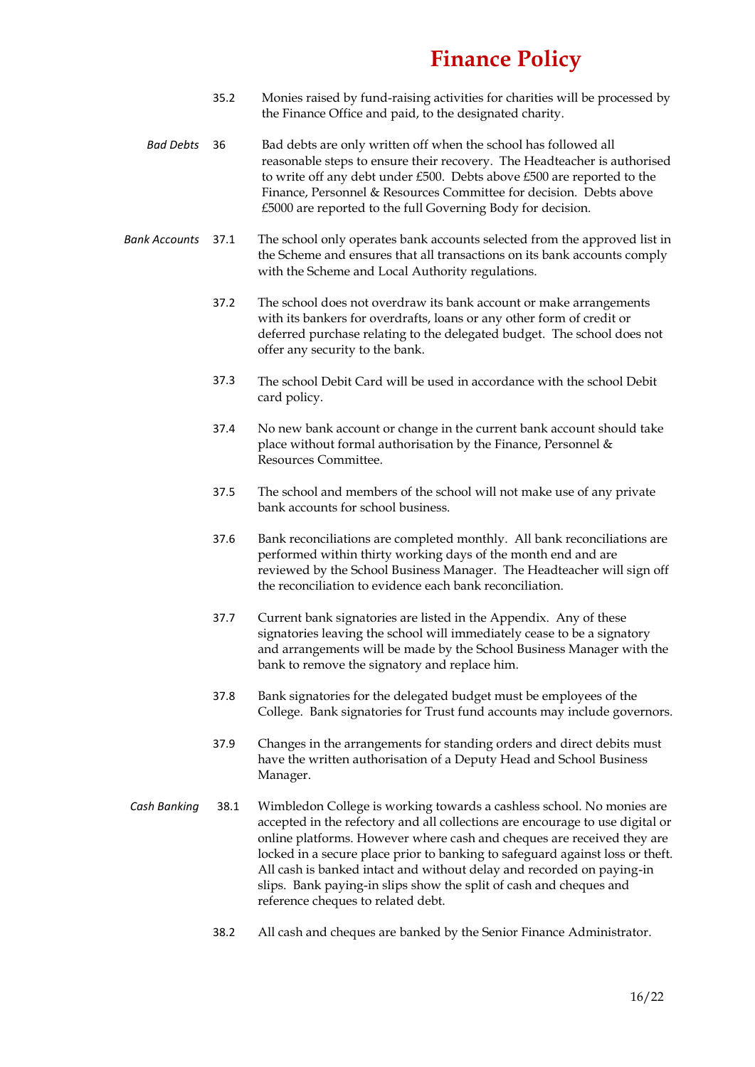35.2 Monies raised by fund-raising activities for charities will be processed by the Finance Office and paid, to the designated charity.

*Bad Debts* 36 Bad debts are only written off when the school has followed all reasonable steps to ensure their recovery. The Headteacher is authorised to write off any debt under £500. Debts above £500 are reported to the Finance, Personnel & Resources Committee for decision. Debts above £5000 are reported to the full Governing Body for decision.

*Bank Accounts* 37.1 The school only operates bank accounts selected from the approved list in the Scheme and ensures that all transactions on its bank accounts comply with the Scheme and Local Authority regulations.

37.2 The school does not overdraw its bank account or make arrangements with its bankers for overdrafts, loans or any other form of credit or deferred purchase relating to the delegated budget. The school does not offer any security to the bank.

37.3 The school Debit Card will be used in accordance with the school Debit card policy.

37.4 No new bank account or change in the current bank account should take place without formal authorisation by the Finance, Personnel & Resources Committee.

37.5 The school and members of the school will not make use of any private bank accounts for school business.

37.6 Bank reconciliations are completed monthly. All bank reconciliations are performed within thirty working days of the month end and are reviewed by the School Business Manager. The Headteacher will sign off the reconciliation to evidence each bank reconciliation.

37.7 Current bank signatories are listed in the Appendix. Any of these signatories leaving the school will immediately cease to be a signatory and arrangements will be made by the School Business Manager with the bank to remove the signatory and replace him.

37.8 Bank signatories for the delegated budget must be employees of the College. Bank signatories for Trust fund accounts may include governors.

37.9 Changes in the arrangements for standing orders and direct debits must have the written authorisation of a Deputy Head and School Business Manager.

*Cash Banking* 38.1 Wimbledon College is working towards a cashless school. No monies are accepted in the refectory and all collections are encourage to use digital or online platforms. However where cash and cheques are received they are locked in a secure place prior to banking to safeguard against loss or theft. All cash is banked intact and without delay and recorded on paying-in slips. Bank paying-in slips show the split of cash and cheques and reference cheques to related debt.

38.2 All cash and cheques are banked by the Senior Finance Administrator.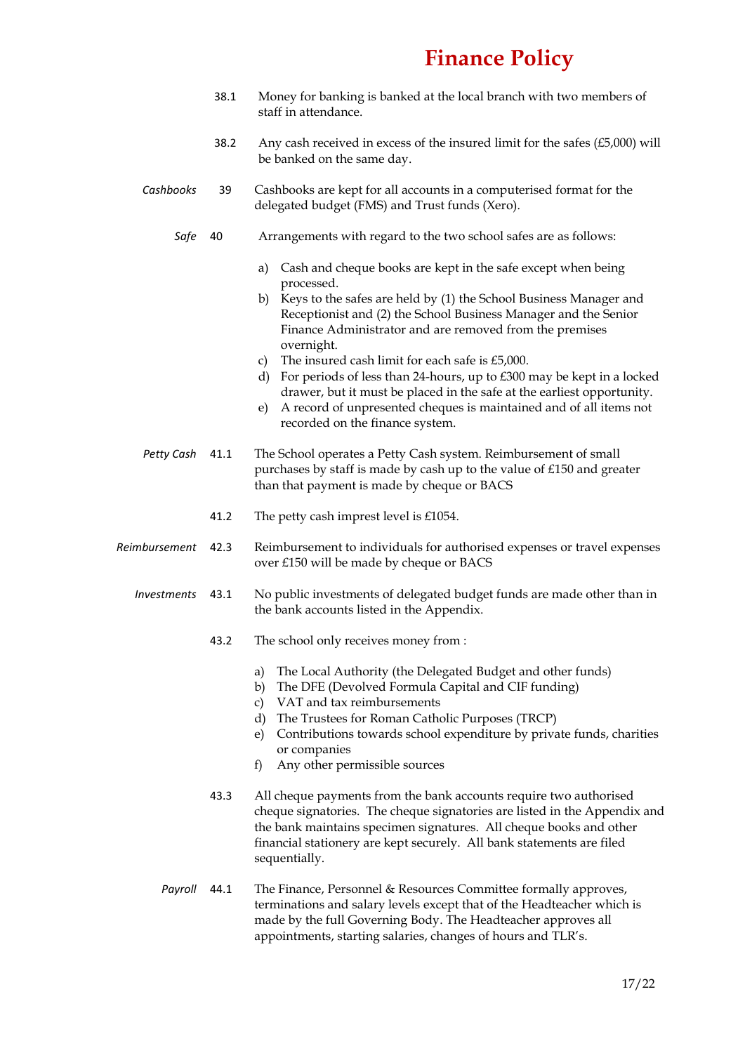38.1 Money for banking is banked at the local branch with two members of staff in attendance.

38.2 Any cash received in excess of the insured limit for the safes (£5,000) will be banked on the same day.

*Cashbooks* 39 Cashbooks are kept for all accounts in a computerised format for the delegated budget (FMS) and Trust funds (Xero).

*Safe* 40 Arrangements with regard to the two school safes are as follows:

a) Cash and cheque books are kept in the safe except when being processed.
b) Keys to the safes are held by (1) the School Business Manager and Receptionist and (2) the School Business Manager and the Senior Finance Administrator and are removed from the premises overnight.
c) The insured cash limit for each safe is £5,000.
d) For periods of less than 24-hours, up to £300 may be kept in a locked drawer, but it must be placed in the safe at the earliest opportunity.
e) A record of unpresented cheques is maintained and of all items not recorded on the finance system.

*Petty Cash* 41.1 The School operates a Petty Cash system. Reimbursement of small purchases by staff is made by cash up to the value of £150 and greater than that payment is made by cheque or BACS

41.2 The petty cash imprest level is £1054.

*Reimbursement* 42.3 Reimbursement to individuals for authorised expenses or travel expenses over £150 will be made by cheque or BACS

*Investments* 43.1 No public investments of delegated budget funds are made other than in the bank accounts listed in the Appendix.

43.2 The school only receives money from :

a) The Local Authority (the Delegated Budget and other funds)
b) The DFE (Devolved Formula Capital and CIF funding)
c) VAT and tax reimbursements
d) The Trustees for Roman Catholic Purposes (TRCP)
e) Contributions towards school expenditure by private funds, charities or companies
f) Any other permissible sources

43.3 All cheque payments from the bank accounts require two authorised cheque signatories. The cheque signatories are listed in the Appendix and the bank maintains specimen signatures. All cheque books and other financial stationery are kept securely. All bank statements are filed sequentially.

*Payroll* 44.1 The Finance, Personnel & Resources Committee formally approves, terminations and salary levels except that of the Headteacher which is made by the full Governing Body. The Headteacher approves all appointments, starting salaries, changes of hours and TLR's.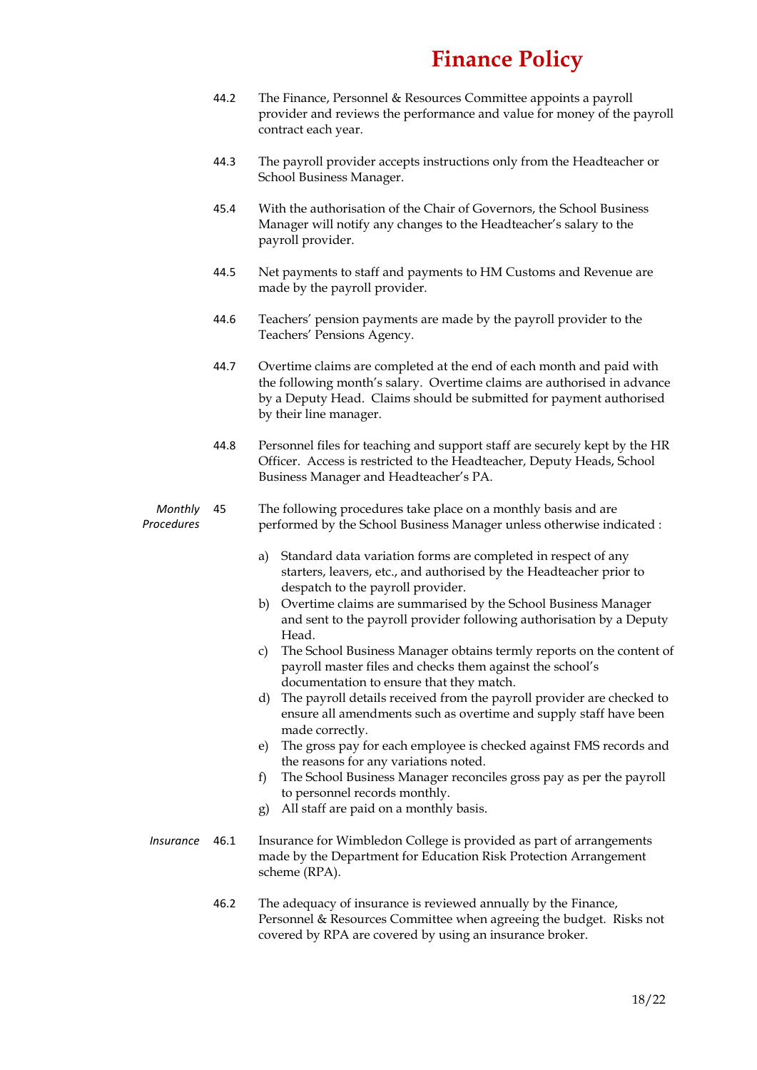44.2 The Finance, Personnel & Resources Committee appoints a payroll provider and reviews the performance and value for money of the payroll contract each year.

44.3 The payroll provider accepts instructions only from the Headteacher or School Business Manager.

45.4 With the authorisation of the Chair of Governors, the School Business Manager will notify any changes to the Headteacher's salary to the payroll provider.

44.5 Net payments to staff and payments to HM Customs and Revenue are made by the payroll provider.

44.6 Teachers' pension payments are made by the payroll provider to the Teachers' Pensions Agency.

44.7 Overtime claims are completed at the end of each month and paid with the following month's salary. Overtime claims are authorised in advance by a Deputy Head. Claims should be submitted for payment authorised by their line manager.

44.8 Personnel files for teaching and support staff are securely kept by the HR Officer. Access is restricted to the Headteacher, Deputy Heads, School Business Manager and Headteacher's PA.

*Monthly Procedures*

45 The following procedures take place on a monthly basis and are performed by the School Business Manager unless otherwise indicated :

a) Standard data variation forms are completed in respect of any starters, leavers, etc., and authorised by the Headteacher prior to despatch to the payroll provider.
b) Overtime claims are summarised by the School Business Manager and sent to the payroll provider following authorisation by a Deputy Head.
c) The School Business Manager obtains termly reports on the content of payroll master files and checks them against the school's documentation to ensure that they match.
d) The payroll details received from the payroll provider are checked to ensure all amendments such as overtime and supply staff have been made correctly.
e) The gross pay for each employee is checked against FMS records and the reasons for any variations noted.
f) The School Business Manager reconciles gross pay as per the payroll to personnel records monthly.
g) All staff are paid on a monthly basis.

*Insurance*

46.1 Insurance for Wimbledon College is provided as part of arrangements made by the Department for Education Risk Protection Arrangement scheme (RPA).

46.2 The adequacy of insurance is reviewed annually by the Finance, Personnel & Resources Committee when agreeing the budget. Risks not covered by RPA are covered by using an insurance broker.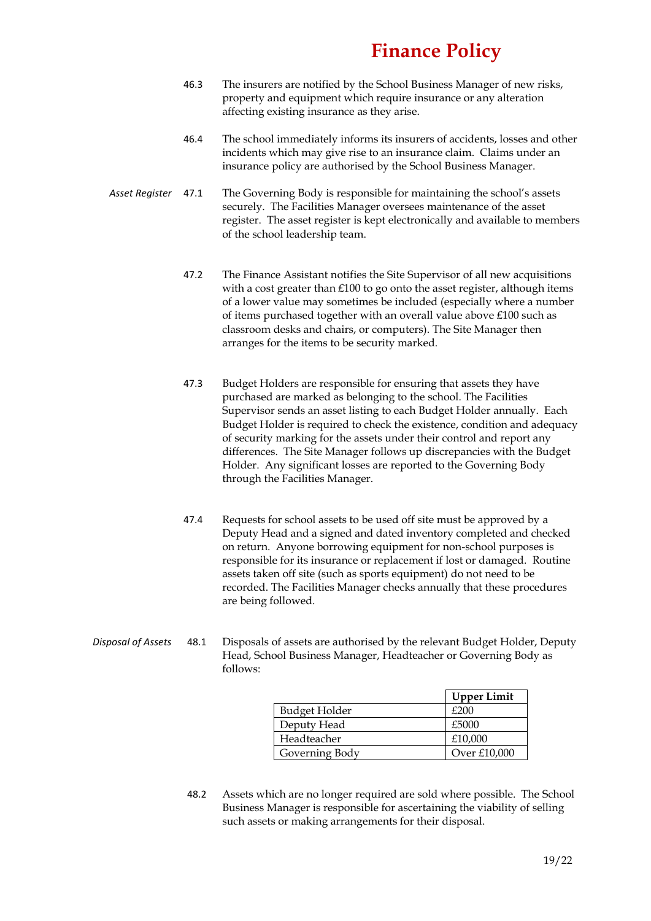46.3 The insurers are notified by the School Business Manager of new risks, property and equipment which require insurance or any alteration affecting existing insurance as they arise.

46.4 The school immediately informs its insurers of accidents, losses and other incidents which may give rise to an insurance claim. Claims under an insurance policy are authorised by the School Business Manager.

*Asset Register*

47.1 The Governing Body is responsible for maintaining the school's assets securely. The Facilities Manager oversees maintenance of the asset register. The asset register is kept electronically and available to members of the school leadership team.

47.2 The Finance Assistant notifies the Site Supervisor of all new acquisitions with a cost greater than £100 to go onto the asset register, although items of a lower value may sometimes be included (especially where a number of items purchased together with an overall value above £100 such as classroom desks and chairs, or computers). The Site Manager then arranges for the items to be security marked.

47.3 Budget Holders are responsible for ensuring that assets they have purchased are marked as belonging to the school. The Facilities Supervisor sends an asset listing to each Budget Holder annually. Each Budget Holder is required to check the existence, condition and adequacy of security marking for the assets under their control and report any differences. The Site Manager follows up discrepancies with the Budget Holder. Any significant losses are reported to the Governing Body through the Facilities Manager.

47.4 Requests for school assets to be used off site must be approved by a Deputy Head and a signed and dated inventory completed and checked on return. Anyone borrowing equipment for non-school purposes is responsible for its insurance or replacement if lost or damaged. Routine assets taken off site (such as sports equipment) do not need to be recorded. The Facilities Manager checks annually that these procedures are being followed.

*Disposal of Assets*

48.1 Disposals of assets are authorised by the relevant Budget Holder, Deputy Head, School Business Manager, Headteacher or Governing Body as follows:

| | **Upper Limit** |
|---|---|
| Budget Holder | £200 |
| Deputy Head | £5000 |
| Headteacher | £10,000 |
| Governing Body | Over £10,000 |

48.2 Assets which are no longer required are sold where possible. The School Business Manager is responsible for ascertaining the viability of selling such assets or making arrangements for their disposal.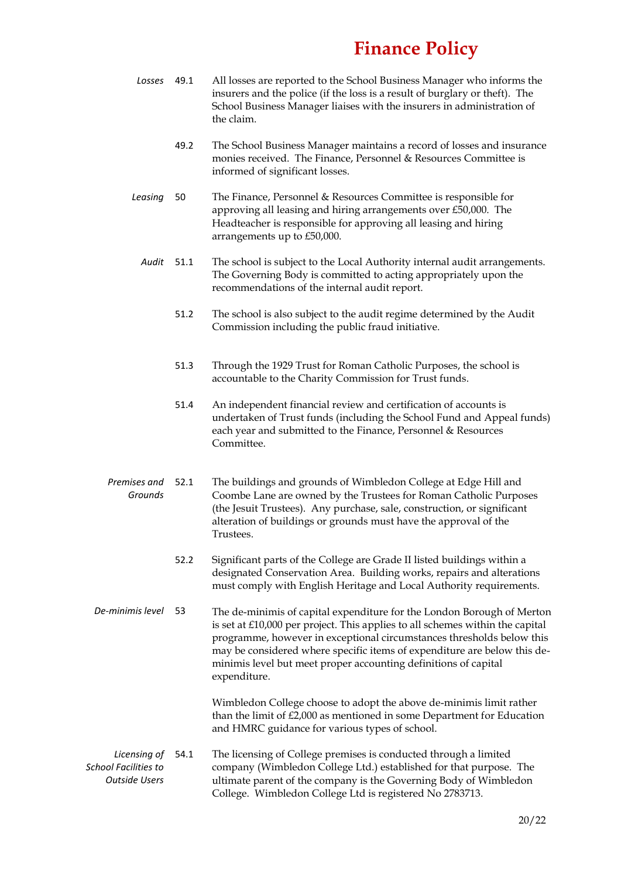# Finance Policy

| | | |
|---|---|---|
| *Losses* | 49.1 | All losses are reported to the School Business Manager who informs the insurers and the police (if the loss is a result of burglary or theft). The School Business Manager liaises with the insurers in administration of the claim. |
| | 49.2 | The School Business Manager maintains a record of losses and insurance monies received. The Finance, Personnel & Resources Committee is informed of significant losses. |
| *Leasing* | 50 | The Finance, Personnel & Resources Committee is responsible for approving all leasing and hiring arrangements over £50,000. The Headteacher is responsible for approving all leasing and hiring arrangements up to £50,000. |
| *Audit* | 51.1 | The school is subject to the Local Authority internal audit arrangements. The Governing Body is committed to acting appropriately upon the recommendations of the internal audit report. |
| | 51.2 | The school is also subject to the audit regime determined by the Audit Commission including the public fraud initiative. |
| | 51.3 | Through the 1929 Trust for Roman Catholic Purposes, the school is accountable to the Charity Commission for Trust funds. |
| | 51.4 | An independent financial review and certification of accounts is undertaken of Trust funds (including the School Fund and Appeal funds) each year and submitted to the Finance, Personnel & Resources Committee. |
| *Premises and Grounds* | 52.1 | The buildings and grounds of Wimbledon College at Edge Hill and Coombe Lane are owned by the Trustees for Roman Catholic Purposes (the Jesuit Trustees). Any purchase, sale, construction, or significant alteration of buildings or grounds must have the approval of the Trustees. |
| | 52.2 | Significant parts of the College are Grade II listed buildings within a designated Conservation Area. Building works, repairs and alterations must comply with English Heritage and Local Authority requirements. |
| *De-minimis level* | 53 | The de-minimis of capital expenditure for the London Borough of Merton is set at £10,000 per project. This applies to all schemes within the capital programme, however in exceptional circumstances thresholds below this may be considered where specific items of expenditure are below this de-minimis level but meet proper accounting definitions of capital expenditure.<br><br>Wimbledon College choose to adopt the above de-minimis limit rather than the limit of £2,000 as mentioned in some Department for Education and HMRC guidance for various types of school. |
| *Licensing of School Facilities to Outside Users* | 54.1 | The licensing of College premises is conducted through a limited company (Wimbledon College Ltd.) established for that purpose. The ultimate parent of the company is the Governing Body of Wimbledon College. Wimbledon College Ltd is registered No 2783713. |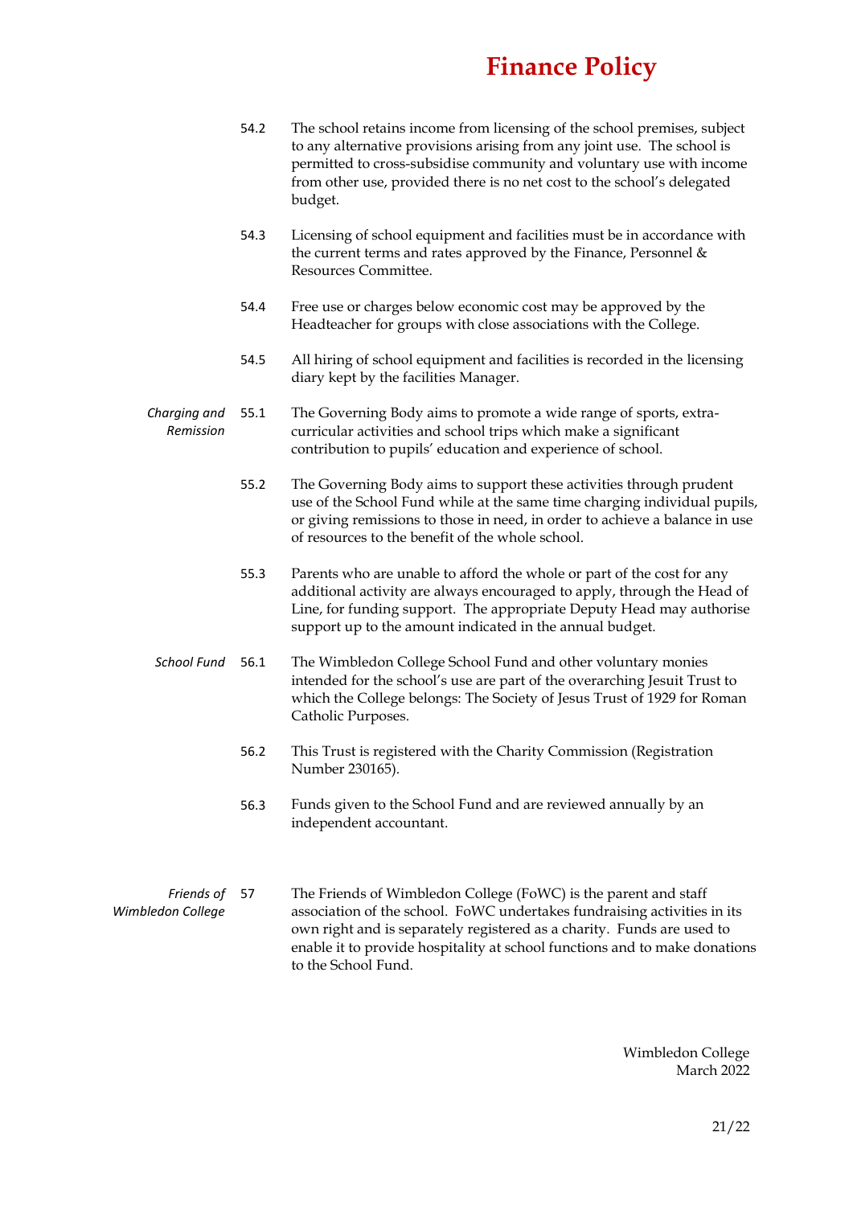54.2 The school retains income from licensing of the school premises, subject to any alternative provisions arising from any joint use. The school is permitted to cross-subsidise community and voluntary use with income from other use, provided there is no net cost to the school's delegated budget.

54.3 Licensing of school equipment and facilities must be in accordance with the current terms and rates approved by the Finance, Personnel & Resources Committee.

54.4 Free use or charges below economic cost may be approved by the Headteacher for groups with close associations with the College.

54.5 All hiring of school equipment and facilities is recorded in the licensing diary kept by the facilities Manager.

*Charging and Remission*

55.1 The Governing Body aims to promote a wide range of sports, extra-curricular activities and school trips which make a significant contribution to pupils' education and experience of school.

55.2 The Governing Body aims to support these activities through prudent use of the School Fund while at the same time charging individual pupils, or giving remissions to those in need, in order to achieve a balance in use of resources to the benefit of the whole school.

55.3 Parents who are unable to afford the whole or part of the cost for any additional activity are always encouraged to apply, through the Head of Line, for funding support. The appropriate Deputy Head may authorise support up to the amount indicated in the annual budget.

*School Fund*

56.1 The Wimbledon College School Fund and other voluntary monies intended for the school's use are part of the overarching Jesuit Trust to which the College belongs: The Society of Jesus Trust of 1929 for Roman Catholic Purposes.

56.2 This Trust is registered with the Charity Commission (Registration Number 230165).

56.3 Funds given to the School Fund and are reviewed annually by an independent accountant.

*Friends of Wimbledon College*

57 The Friends of Wimbledon College (FoWC) is the parent and staff association of the school. FoWC undertakes fundraising activities in its own right and is separately registered as a charity. Funds are used to enable it to provide hospitality at school functions and to make donations to the School Fund.

Wimbledon College
March 2022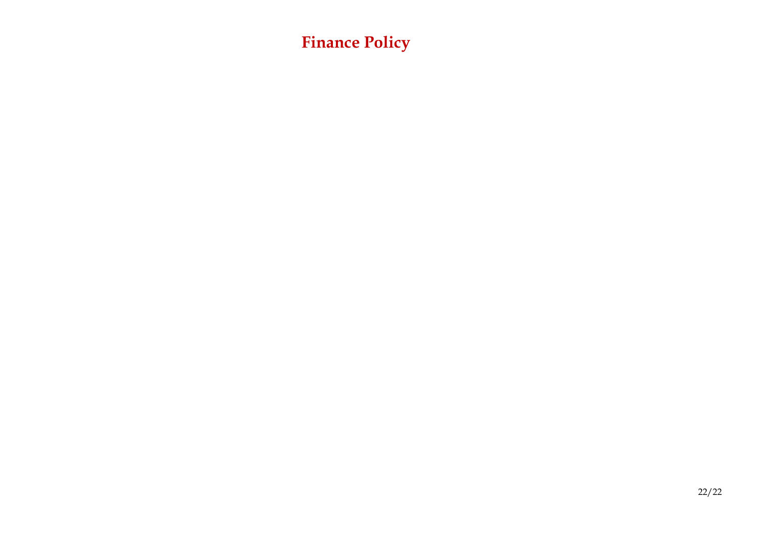# Finance Policy